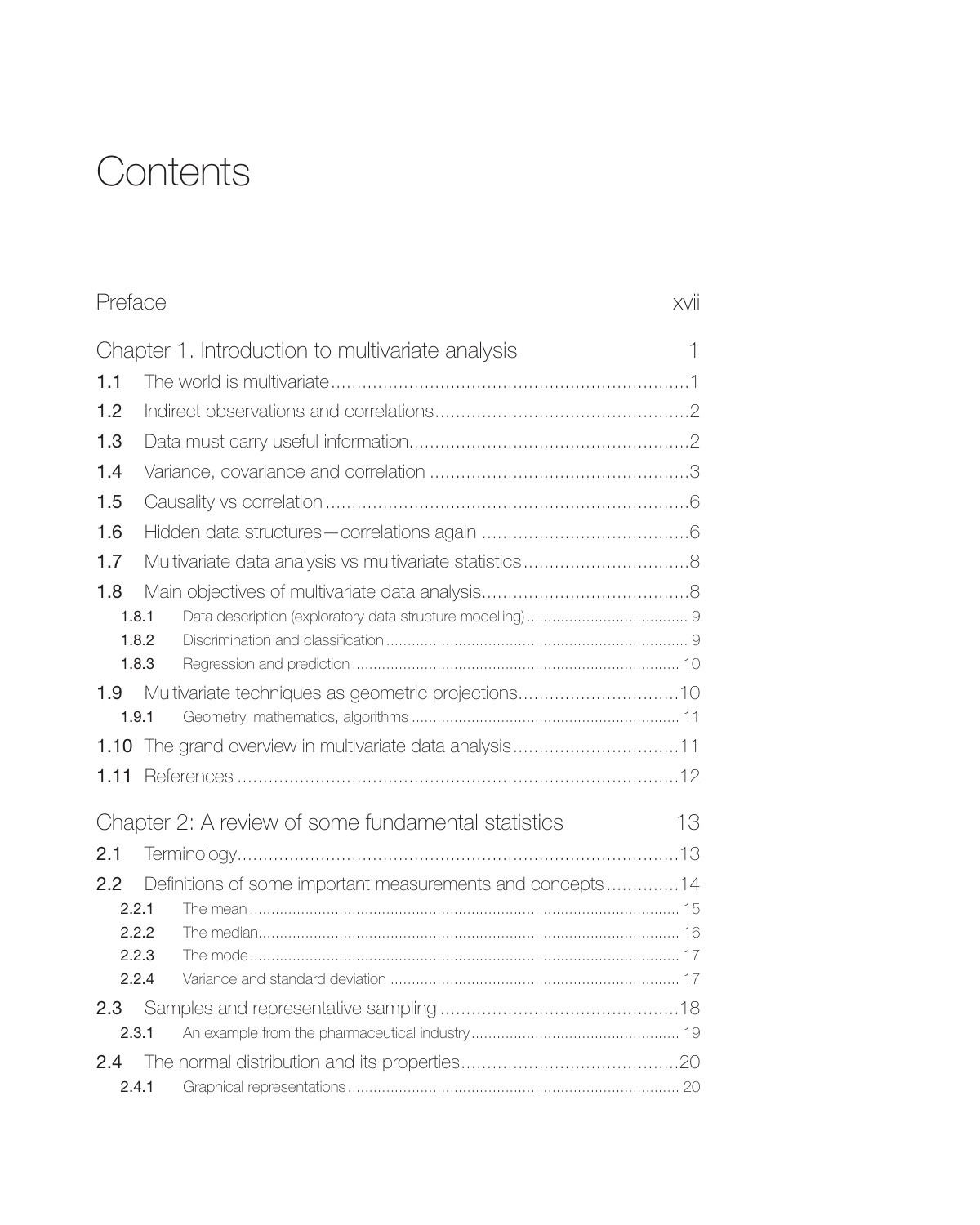# Contents

Preface xvii

## Chapter 1. Introduction to multivariate analysis 1

1.1 The world is multivariate....1

1.2 Indirect observations and correlations....2

1.3 Data must carry useful information....2

1.4 Variance, covariance and correlation....3

1.5 Causality vs correlation....6

1.6 Hidden data structures—correlations again....6

1.7 Multivariate data analysis vs multivariate statistics....8

1.8 Main objectives of multivariate data analysis....8

- 1.8.1 Data description (exploratory data structure modelling)....9
- 1.8.2 Discrimination and classification....9
- 1.8.3 Regression and prediction....10

1.9 Multivariate techniques as geometric projections....10

- 1.9.1 Geometry, mathematics, algorithms....11

1.10 The grand overview in multivariate data analysis....11

1.11 References....12

## Chapter 2: A review of some fundamental statistics 13

2.1 Terminology....13

2.2 Definitions of some important measurements and concepts....14

- 2.2.1 The mean....15
- 2.2.2 The median....16
- 2.2.3 The mode....17
- 2.2.4 Variance and standard deviation....17

2.3 Samples and representative sampling....18

- 2.3.1 An example from the pharmaceutical industry....19

2.4 The normal distribution and its properties....20

- 2.4.1 Graphical representations....20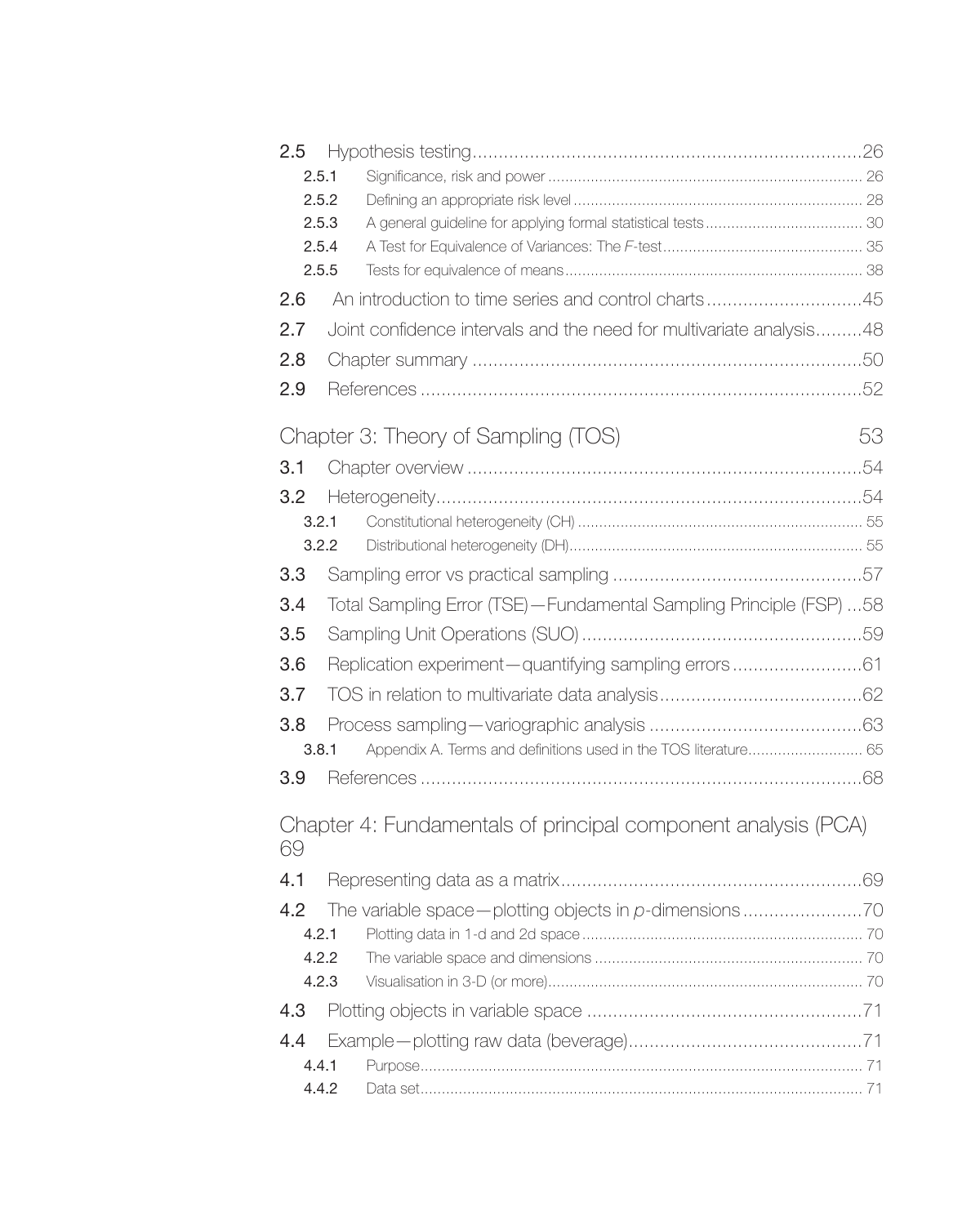2.5 Hypothesis testing ........................................................................ 26
  2.5.1 Significance, risk and power ........................................................................ 26
  2.5.2 Defining an appropriate risk level ........................................................................ 28
  2.5.3 A general guideline for applying formal statistical tests ........................................ 30
  2.5.4 A Test for Equivalence of Variances: The *F*-test ........................................................ 35
  2.5.5 Tests for equivalence of means ........................................................................ 38

2.6 An introduction to time series and control charts ........................................ 45

2.7 Joint confidence intervals and the need for multivariate analysis ........................ 48

2.8 Chapter summary ........................................................................ 50

2.9 References ........................................................................ 52

## Chapter 3: Theory of Sampling (TOS) 53

3.1 Chapter overview ........................................................................ 54

3.2 Heterogeneity ........................................................................ 54
  3.2.1 Constitutional heterogeneity (CH) ........................................................................ 55
  3.2.2 Distributional heterogeneity (DH) ........................................................................ 55

3.3 Sampling error vs practical sampling ........................................................ 57

3.4 Total Sampling Error (TSE)—Fundamental Sampling Principle (FSP) ... 58

3.5 Sampling Unit Operations (SUO) ........................................................ 59

3.6 Replication experiment—quantifying sampling errors ........................................ 61

3.7 TOS in relation to multivariate data analysis ........................................ 62

3.8 Process sampling—variographic analysis ........................................ 63
  3.8.1 Appendix A. Terms and definitions used in the TOS literature ........................ 65

3.9 References ........................................................................ 68

## Chapter 4: Fundamentals of principal component analysis (PCA) 69

4.1 Representing data as a matrix ........................................................ 69

4.2 The variable space—plotting objects in *p*-dimensions ........................ 70
  4.2.1 Plotting data in 1-d and 2d space ........................................................................ 70
  4.2.2 The variable space and dimensions ........................................................................ 70
  4.2.3 Visualisation in 3-D (or more) ........................................................................ 70

4.3 Plotting objects in variable space ........................................................ 71

4.4 Example—plotting raw data (beverage) ........................................................ 71
  4.4.1 Purpose ........................................................................ 71
  4.4.2 Data set ........................................................................ 71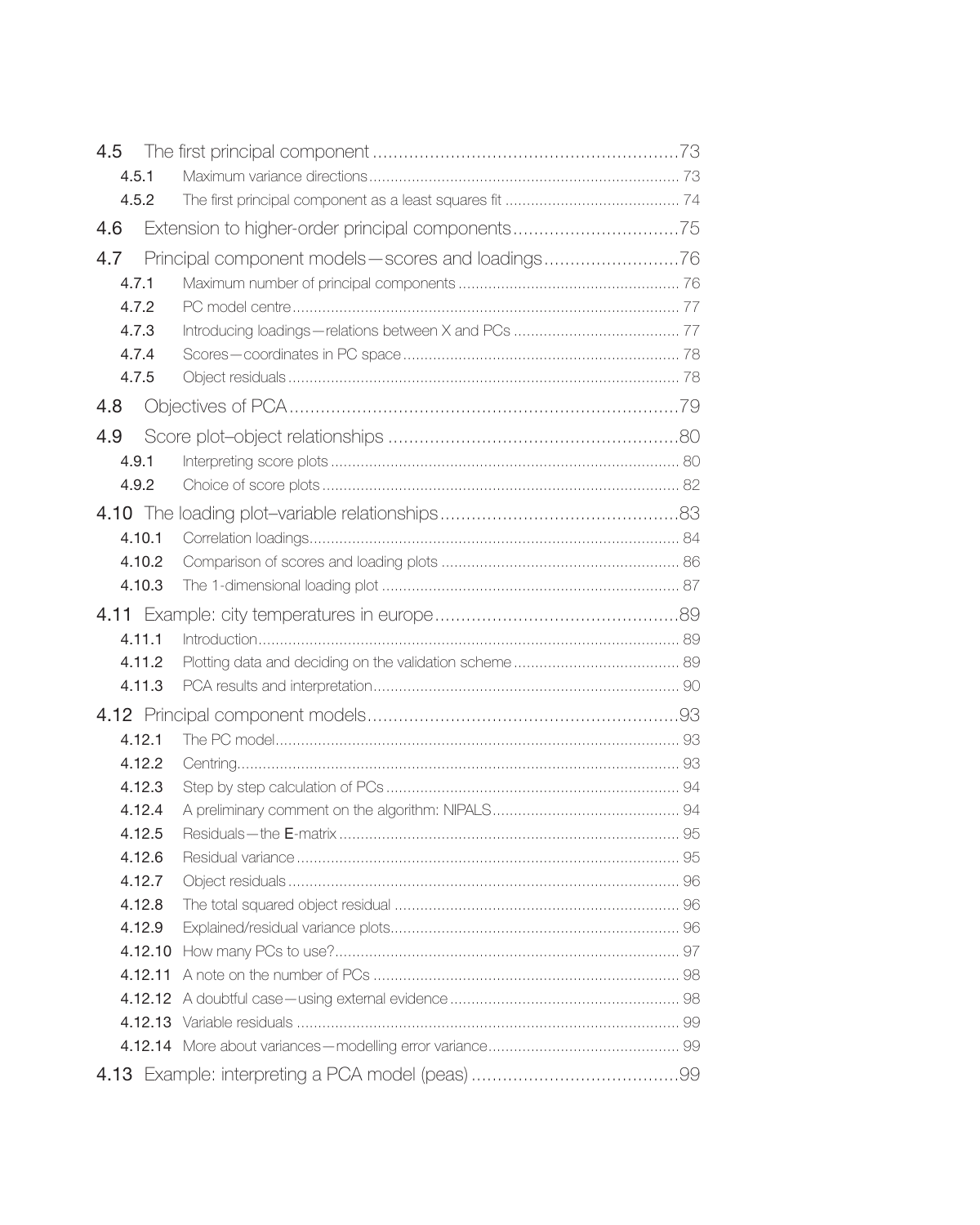4.5 The first principal component .......................................................... 73
  4.5.1 Maximum variance directions ........................................................ 73
  4.5.2 The first principal component as a least squares fit ........................................ 74

4.6 Extension to higher-order principal components ................................ 75

4.7 Principal component models—scores and loadings .......................... 76
  4.7.1 Maximum number of principal components ................................................... 76
  4.7.2 PC model centre ......................................................................................... 77
  4.7.3 Introducing loadings—relations between X and PCs ...................................... 77
  4.7.4 Scores—coordinates in PC space ................................................................ 78
  4.7.5 Object residuals .......................................................................................... 78

4.8 Objectives of PCA ........................................................................... 79

4.9 Score plot–object relationships ....................................................... 80
  4.9.1 Interpreting score plots ................................................................................ 80
  4.9.2 Choice of score plots ................................................................................... 82

4.10 The loading plot–variable relationships ............................................. 83
  4.10.1 Correlation loadings ..................................................................................... 84
  4.10.2 Comparison of scores and loading plots ....................................................... 86
  4.10.3 The 1-dimensional loading plot .................................................................... 87

4.11 Example: city temperatures in europe ............................................... 89
  4.11.1 Introduction ................................................................................................. 89
  4.11.2 Plotting data and deciding on the validation scheme ...................................... 89
  4.11.3 PCA results and interpretation ...................................................................... 90

4.12 Principal component models ............................................................ 93
  4.12.1 The PC model ............................................................................................. 93
  4.12.2 Centring ...................................................................................................... 93
  4.12.3 Step by step calculation of PCs .................................................................... 94
  4.12.4 A preliminary comment on the algorithm: NIPALS ........................................... 94
  4.12.5 Residuals—the **E**-matrix ............................................................................... 95
  4.12.6 Residual variance ........................................................................................ 95
  4.12.7 Object residuals .......................................................................................... 96
  4.12.8 The total squared object residual .................................................................. 96
  4.12.9 Explained/residual variance plots .................................................................. 96
  4.12.10 How many PCs to use? ................................................................................ 97
  4.12.11 A note on the number of PCs ....................................................................... 98
  4.12.12 A doubtful case—using external evidence ..................................................... 98
  4.12.13 Variable residuals ........................................................................................ 99
  4.12.14 More about variances—modelling error variance ............................................ 99

4.13 Example: interpreting a PCA model (peas) ........................................ 99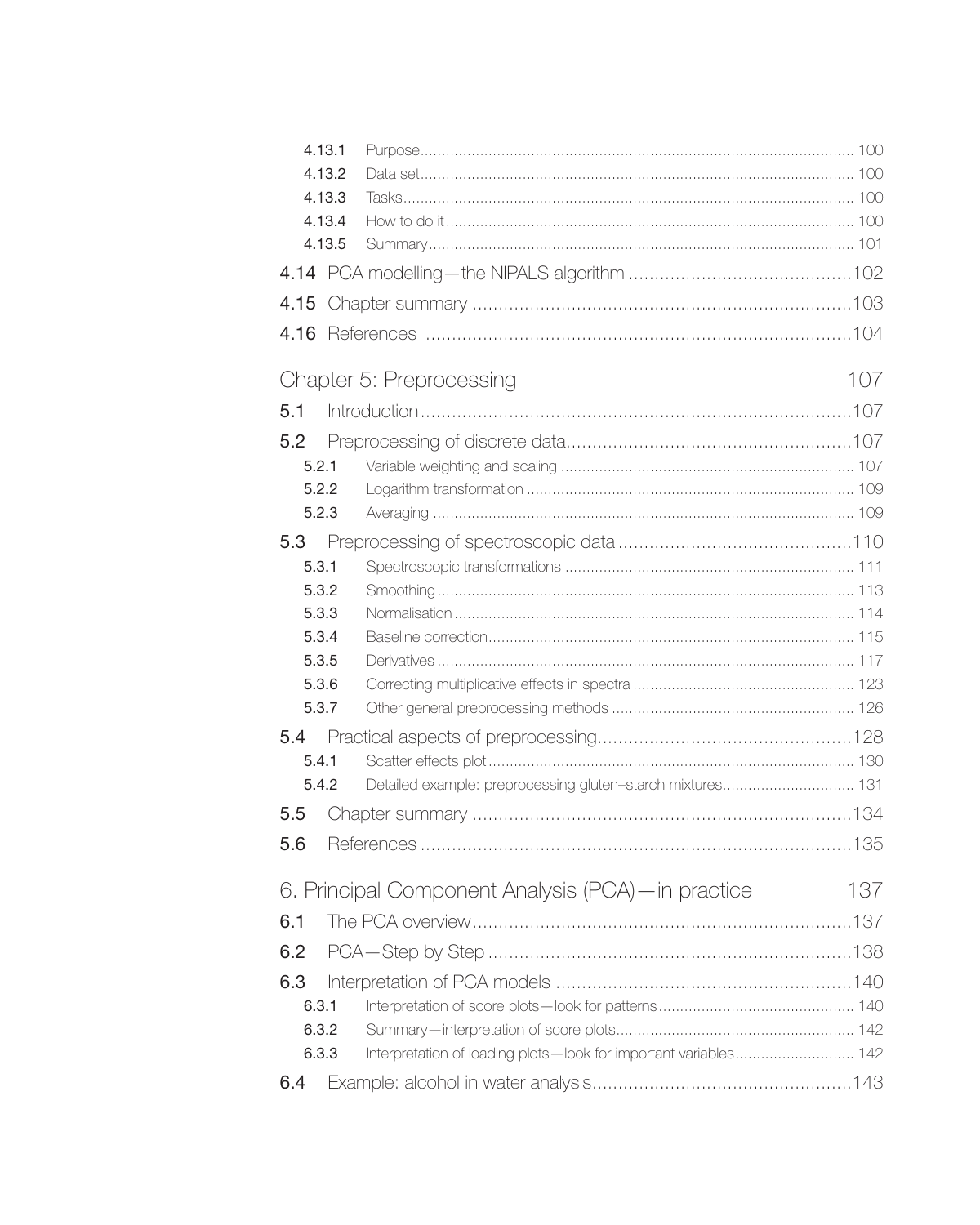4.13.1 Purpose ..... 100
4.13.2 Data set ..... 100
4.13.3 Tasks ..... 100
4.13.4 How to do it ..... 100
4.13.5 Summary ..... 101

4.14 PCA modelling—the NIPALS algorithm ..... 102

4.15 Chapter summary ..... 103

4.16 References ..... 104

## Chapter 5: Preprocessing 107

5.1 Introduction ..... 107

5.2 Preprocessing of discrete data ..... 107

5.2.1 Variable weighting and scaling ..... 107
5.2.2 Logarithm transformation ..... 109
5.2.3 Averaging ..... 109

5.3 Preprocessing of spectroscopic data ..... 110

5.3.1 Spectroscopic transformations ..... 111
5.3.2 Smoothing ..... 113
5.3.3 Normalisation ..... 114
5.3.4 Baseline correction ..... 115
5.3.5 Derivatives ..... 117
5.3.6 Correcting multiplicative effects in spectra ..... 123
5.3.7 Other general preprocessing methods ..... 126

5.4 Practical aspects of preprocessing ..... 128

5.4.1 Scatter effects plot ..... 130
5.4.2 Detailed example: preprocessing gluten–starch mixtures ..... 131

5.5 Chapter summary ..... 134

5.6 References ..... 135

## 6. Principal Component Analysis (PCA)—in practice 137

6.1 The PCA overview ..... 137

6.2 PCA—Step by Step ..... 138

6.3 Interpretation of PCA models ..... 140

6.3.1 Interpretation of score plots—look for patterns ..... 140
6.3.2 Summary—interpretation of score plots ..... 142
6.3.3 Interpretation of loading plots—look for important variables ..... 142

6.4 Example: alcohol in water analysis ..... 143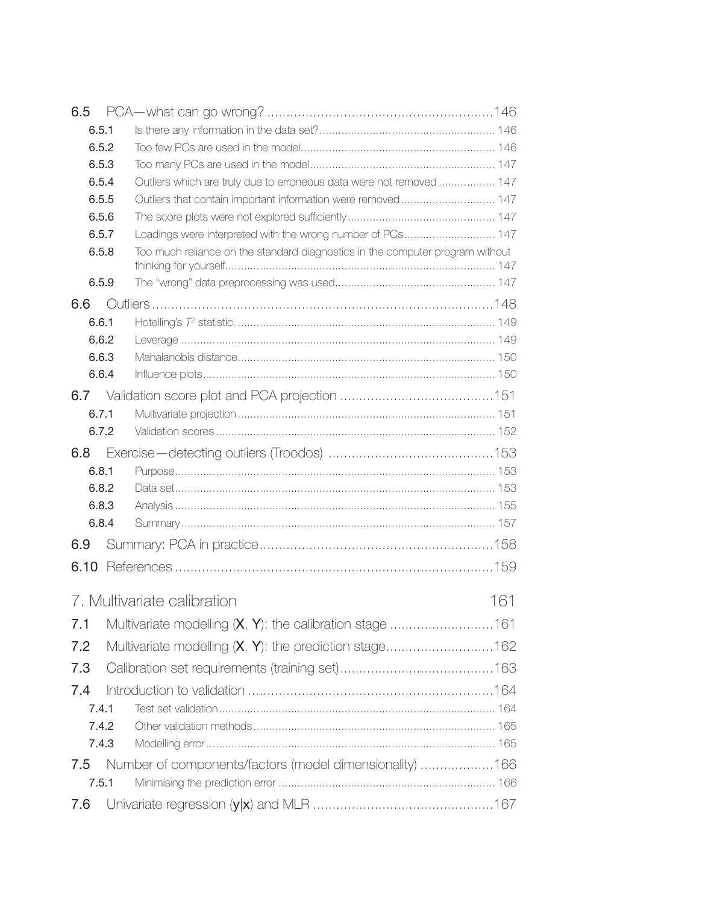6.5 PCA—what can go wrong? ..........146

6.5.1 Is there any information in the data set? ..........146

6.5.2 Too few PCs are used in the model ..........146

6.5.3 Too many PCs are used in the model ..........147

6.5.4 Outliers which are truly due to erroneous data were not removed ..........147

6.5.5 Outliers that contain important information were removed ..........147

6.5.6 The score plots were not explored sufficiently ..........147

6.5.7 Loadings were interpreted with the wrong number of PCs ..........147

6.5.8 Too much reliance on the standard diagnostics in the computer program without thinking for yourself ..........147

6.5.9 The "wrong" data preprocessing was used ..........147

6.6 Outliers ..........148

6.6.1 Hotelling's $T^2$ statistic ..........149

6.6.2 Leverage ..........149

6.6.3 Mahalanobis distance ..........150

6.6.4 Influence plots ..........150

6.7 Validation score plot and PCA projection ..........151

6.7.1 Multivariate projection ..........151

6.7.2 Validation scores ..........152

6.8 Exercise—detecting outliers (Troodos) ..........153

6.8.1 Purpose ..........153

6.8.2 Data set ..........153

6.8.3 Analysis ..........155

6.8.4 Summary ..........157

6.9 Summary: PCA in practice ..........158

6.10 References ..........159

## 7. Multivariate calibration 161

7.1 Multivariate modelling (**X**, **Y**): the calibration stage ..........161

7.2 Multivariate modelling (**X**, **Y**): the prediction stage ..........162

7.3 Calibration set requirements (training set) ..........163

7.4 Introduction to validation ..........164

7.4.1 Test set validation ..........164

7.4.2 Other validation methods ..........165

7.4.3 Modelling error ..........165

7.5 Number of components/factors (model dimensionality) ..........166

7.5.1 Minimising the prediction error ..........166

7.6 Univariate regression (**y**|**x**) and MLR ..........167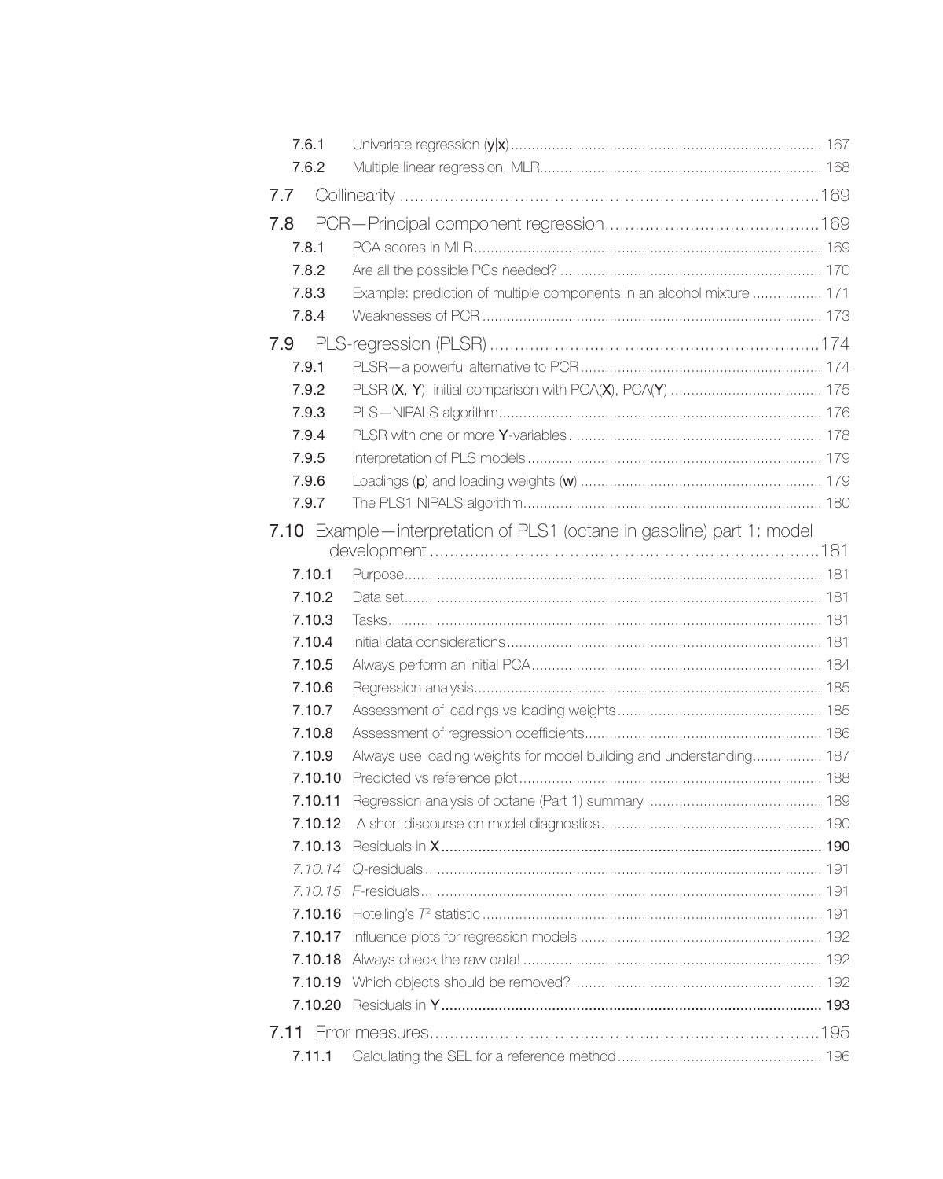7.6.1 Univariate regression (**y**|**x**) ........................................................................... 167

7.6.2 Multiple linear regression, MLR.................................................................... 168

7.7 Collinearity ....................................................................................169

7.8 PCR—Principal component regression..........................................169

7.8.1 PCA scores in MLR.................................................................................... 169

7.8.2 Are all the possible PCs needed? ............................................................... 170

7.8.3 Example: prediction of multiple components in an alcohol mixture ................. 171

7.8.4 Weaknesses of PCR .................................................................................. 173

7.9 PLS-regression (PLSR) .................................................................174

7.9.1 PLSR—a powerful alternative to PCR.......................................................... 174

7.9.2 PLSR (**X**, **Y**): initial comparison with PCA(**X**), PCA(**Y**) ..................................... 175

7.9.3 PLS—NIPALS algorithm.............................................................................. 176

7.9.4 PLSR with one or more **Y**-variables............................................................. 178

7.9.5 Interpretation of PLS models....................................................................... 179

7.9.6 Loadings (**p**) and loading weights (**w**) .......................................................... 179

7.9.7 The PLS1 NIPALS algorithm........................................................................ 180

7.10 Example—interpretation of PLS1 (octane in gasoline) part 1: model development ............................................................................181

7.10.1 Purpose..................................................................................................... 181

7.10.2 Data set..................................................................................................... 181

7.10.3 Tasks......................................................................................................... 181

7.10.4 Initial data considerations............................................................................ 181

7.10.5 Always perform an initial PCA...................................................................... 184

7.10.6 Regression analysis.................................................................................... 185

7.10.7 Assessment of loadings vs loading weights................................................. 185

7.10.8 Assessment of regression coefficients......................................................... 186

7.10.9 Always use loading weights for model building and understanding................. 187

7.10.10 Predicted vs reference plot......................................................................... 188

7.10.11 Regression analysis of octane (Part 1) summary .......................................... 189

7.10.12 A short discourse on model diagnostics..................................................... 190

7.10.13 Residuals in **X**........................................................................................... 190

*7.10.14* *Q*-residuals ............................................................................................... 191

*7.10.15* *F*-residuals................................................................................................ 191

7.10.16 Hotelling's $T^2$ statistic .................................................................................. 191

7.10.17 Influence plots for regression models .......................................................... 192

7.10.18 Always check the raw data! ........................................................................ 192

7.10.19 Which objects should be removed?............................................................ 192

7.10.20 Residuals in **Y**........................................................................................... 193

7.11 Error measures.............................................................................195

7.11.1 Calculating the SEL for a reference method................................................. 196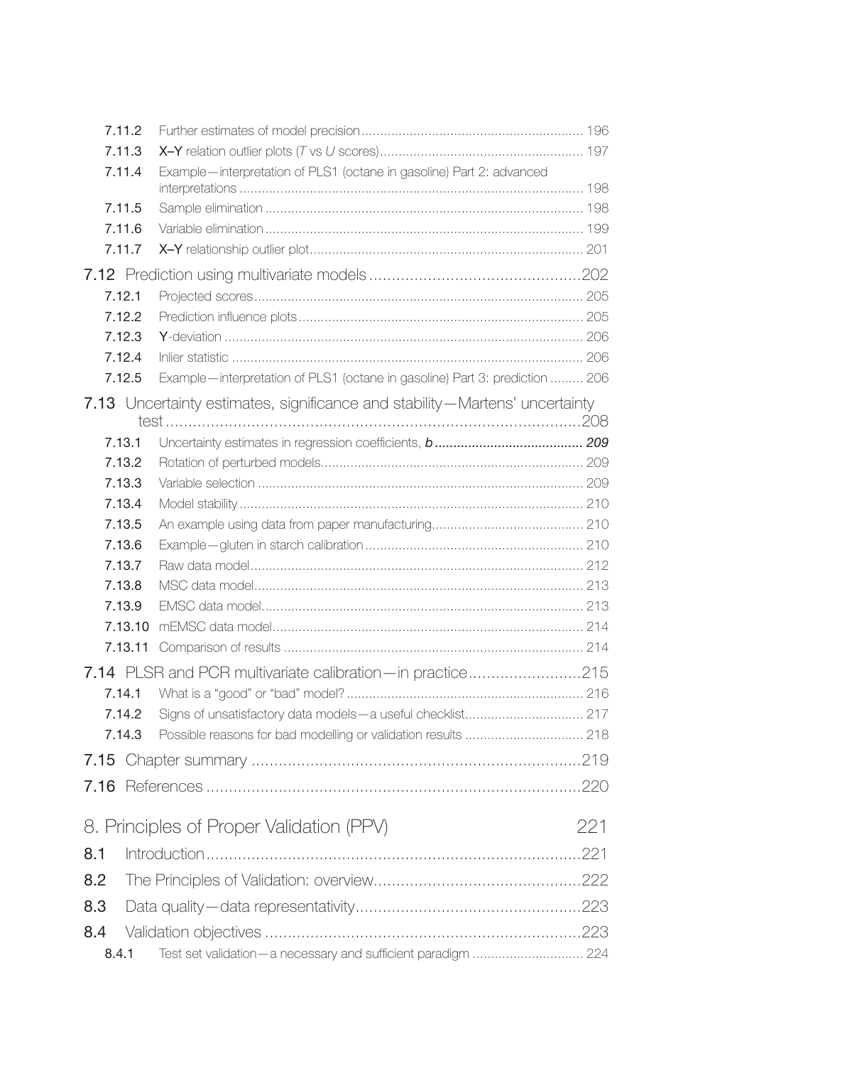- 7.11.2 Further estimates of model precision ... 196
- 7.11.3 **X–Y** relation outlier plots (*T* vs *U* scores) ... 197
- 7.11.4 Example—interpretation of PLS1 (octane in gasoline) Part 2: advanced interpretations ... 198
- 7.11.5 Sample elimination ... 198
- 7.11.6 Variable elimination ... 199
- 7.11.7 **X–Y** relationship outlier plot ... 201

## 7.12 Prediction using multivariate models ... 202

- 7.12.1 Projected scores ... 205
- 7.12.2 Prediction influence plots ... 205
- 7.12.3 **Y**-deviation ... 206
- 7.12.4 Inlier statistic ... 206
- 7.12.5 Example—interpretation of PLS1 (octane in gasoline) Part 3: prediction ... 206

## 7.13 Uncertainty estimates, significance and stability—Martens' uncertainty test ... 208

- 7.13.1 Uncertainty estimates in regression coefficients, ***b*** ... *209*
- 7.13.2 Rotation of perturbed models ... 209
- 7.13.3 Variable selection ... 209
- 7.13.4 Model stability ... 210
- 7.13.5 An example using data from paper manufacturing ... 210
- 7.13.6 Example—gluten in starch calibration ... 210
- 7.13.7 Raw data model ... 212
- 7.13.8 MSC data model ... 213
- 7.13.9 EMSC data model ... 213
- 7.13.10 mEMSC data model ... 214
- 7.13.11 Comparison of results ... 214

## 7.14 PLSR and PCR multivariate calibration—in practice ... 215

- 7.14.1 What is a "good" or "bad" model? ... 216
- 7.14.2 Signs of unsatisfactory data models—a useful checklist ... 217
- 7.14.3 Possible reasons for bad modelling or validation results ... 218

## 7.15 Chapter summary ... 219

## 7.16 References ... 220

# 8. Principles of Proper Validation (PPV) 221

## 8.1 Introduction ... 221

## 8.2 The Principles of Validation: overview ... 222

## 8.3 Data quality—data representativity ... 223

## 8.4 Validation objectives ... 223

- 8.4.1 Test set validation—a necessary and sufficient paradigm ... 224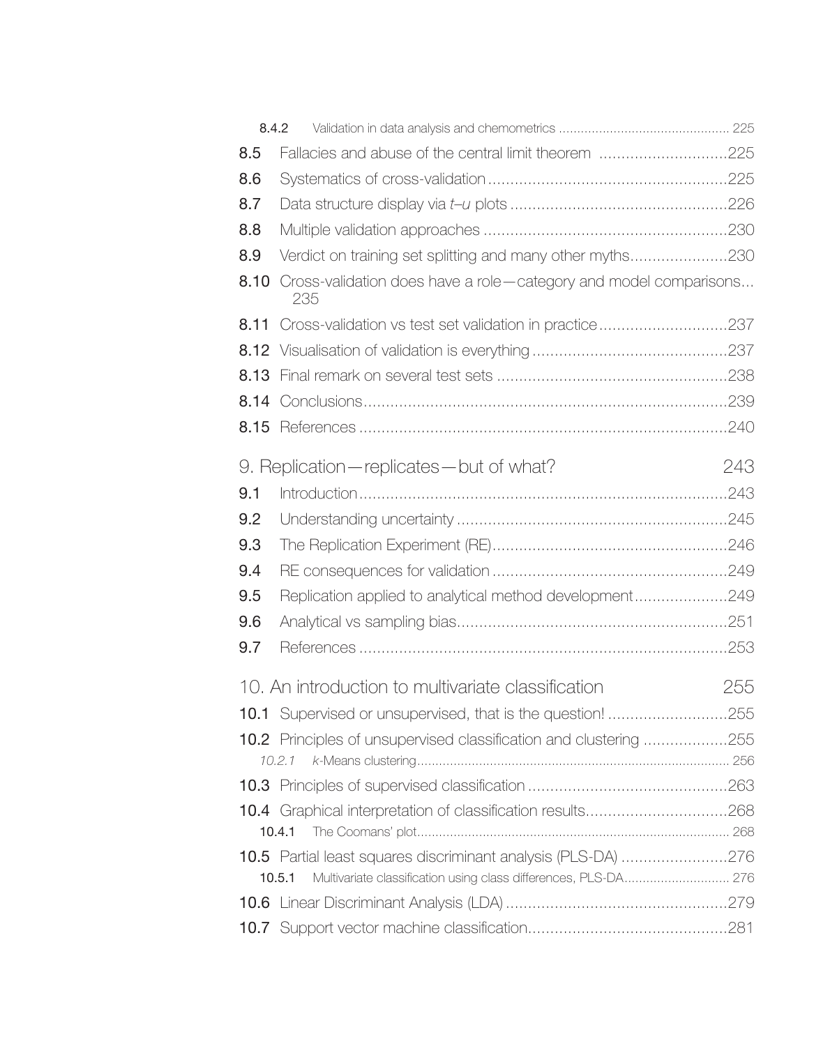8.4.2 Validation in data analysis and chemometrics ....... 225

8.5 Fallacies and abuse of the central limit theorem ....... 225

8.6 Systematics of cross-validation ....... 225

8.7 Data structure display via *t–u* plots ....... 226

8.8 Multiple validation approaches ....... 230

8.9 Verdict on training set splitting and many other myths ....... 230

8.10 Cross-validation does have a role—category and model comparisons... 235

8.11 Cross-validation vs test set validation in practice ....... 237

8.12 Visualisation of validation is everything ....... 237

8.13 Final remark on several test sets ....... 238

8.14 Conclusions ....... 239

8.15 References ....... 240

## 9. Replication—replicates—but of what? 243

9.1 Introduction ....... 243

9.2 Understanding uncertainty ....... 245

9.3 The Replication Experiment (RE) ....... 246

9.4 RE consequences for validation ....... 249

9.5 Replication applied to analytical method development ....... 249

9.6 Analytical vs sampling bias ....... 251

9.7 References ....... 253

## 10. An introduction to multivariate classification 255

10.1 Supervised or unsupervised, that is the question! ....... 255

10.2 Principles of unsupervised classification and clustering ....... 255

*10.2.1* *k*-Means clustering ....... 256

10.3 Principles of supervised classification ....... 263

10.4 Graphical interpretation of classification results ....... 268

10.4.1 The Coomans' plot ....... 268

10.5 Partial least squares discriminant analysis (PLS-DA) ....... 276

10.5.1 Multivariate classification using class differences, PLS-DA ....... 276

10.6 Linear Discriminant Analysis (LDA) ....... 279

10.7 Support vector machine classification ....... 281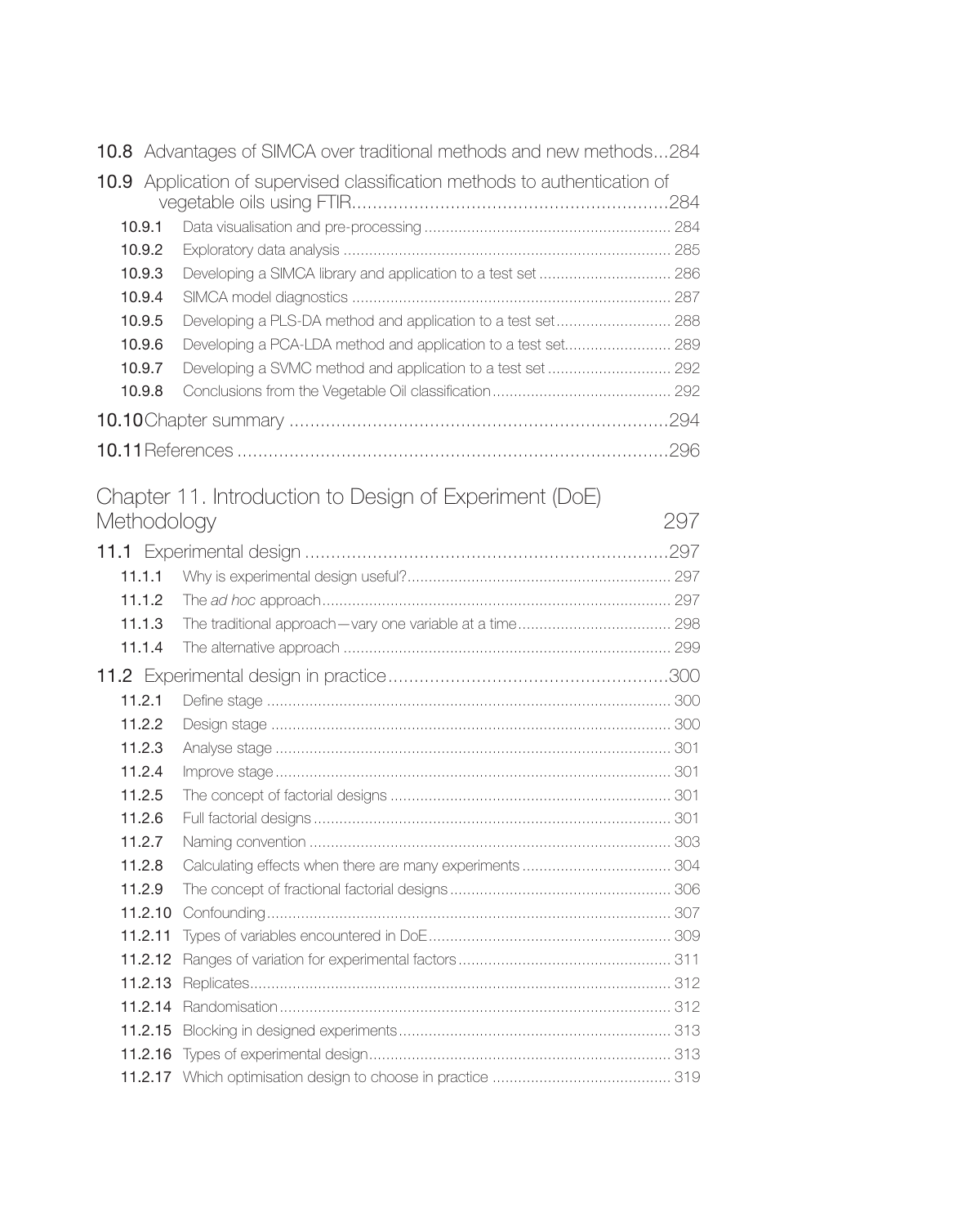**10.8** Advantages of SIMCA over traditional methods and new methods...284

**10.9** Application of supervised classification methods to authentication of vegetable oils using FTIR.............................................................284

- **10.9.1** Data visualisation and pre-processing ......................................................... 284
- **10.9.2** Exploratory data analysis ............................................................................ 285
- **10.9.3** Developing a SIMCA library and application to a test set ............................... 286
- **10.9.4** SIMCA model diagnostics .......................................................................... 287
- **10.9.5** Developing a PLS-DA method and application to a test set........................... 288
- **10.9.6** Developing a PCA-LDA method and application to a test set......................... 289
- **10.9.7** Developing a SVMC method and application to a test set ............................. 292
- **10.9.8** Conclusions from the Vegetable Oil classification.......................................... 292

**10.10** Chapter summary .........................................................................294

**10.11** References ...................................................................................296

## Chapter 11. Introduction to Design of Experiment (DoE) Methodology 297

**11.1** Experimental design .......................................................................297

- **11.1.1** Why is experimental design useful?............................................................. 297
- **11.1.2** The *ad hoc* approach................................................................................. 297
- **11.1.3** The traditional approach—vary one variable at a time.................................... 298
- **11.1.4** The alternative approach ............................................................................ 299

**11.2** Experimental design in practice......................................................300

- **11.2.1** Define stage .............................................................................................. 300
- **11.2.2** Design stage ............................................................................................. 300
- **11.2.3** Analyse stage ............................................................................................ 301
- **11.2.4** Improve stage ............................................................................................ 301
- **11.2.5** The concept of factorial designs ................................................................. 301
- **11.2.6** Full factorial designs ................................................................................... 301
- **11.2.7** Naming convention .................................................................................... 303
- **11.2.8** Calculating effects when there are many experiments ................................... 304
- **11.2.9** The concept of fractional factorial designs .................................................... 306
- **11.2.10** Confounding.............................................................................................. 307
- **11.2.11** Types of variables encountered in DoE......................................................... 309
- **11.2.12** Ranges of variation for experimental factors.................................................. 311
- **11.2.13** Replicates.................................................................................................. 312
- **11.2.14** Randomisation........................................................................................... 312
- **11.2.15** Blocking in designed experiments................................................................ 313
- **11.2.16** Types of experimental design....................................................................... 313
- **11.2.17** Which optimisation design to choose in practice .......................................... 319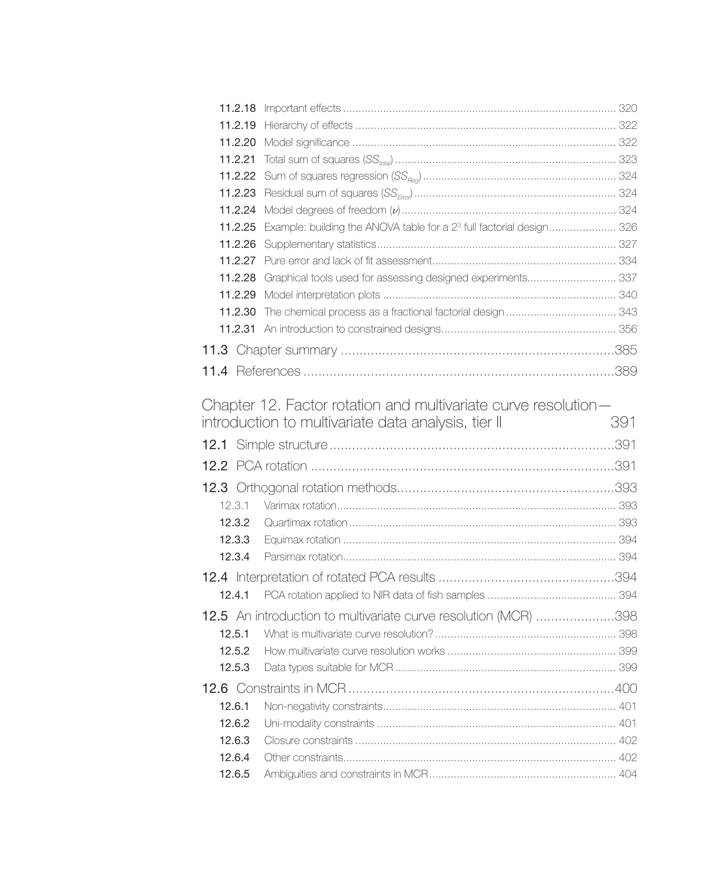11.2.18 Important effects ........................................................................................ 320
11.2.19 Hierarchy of effects .................................................................................... 322
11.2.20 Model significance ..................................................................................... 322
11.2.21 Total sum of squares ($SS_{total}$) ....................................................................... 323
11.2.22 Sum of squares regression ($SS_{Reg}$) ............................................................... 324
11.2.23 Residual sum of squares ($SS_{Error}$) ................................................................. 324
11.2.24 Model degrees of freedom ($\nu$) ..................................................................... 324
11.2.25 Example: building the ANOVA table for a $2^3$ full factorial design ...................... 326
11.2.26 Supplementary statistics ............................................................................. 327
11.2.27 Pure error and lack of fit assessment ........................................................... 334
11.2.28 Graphical tools used for assessing designed experiments ............................ 337
11.2.29 Model interpretation plots ........................................................................... 340
11.2.30 The chemical process as a fractional factorial design .................................... 343
11.2.31 An introduction to constrained designs ......................................................... 356

11.3 Chapter summary ..........................................................................385

11.4 References ....................................................................................389

## Chapter 12. Factor rotation and multivariate curve resolution—introduction to multivariate data analysis, tier II 391

12.1 Simple structure ............................................................................391

12.2 PCA rotation .................................................................................391

12.3 Orthogonal rotation methods ..........................................................393

12.3.1 Varimax rotation .......................................................................................... 393
12.3.2 Quartimax rotation ....................................................................................... 393
12.3.3 Equimax rotation ......................................................................................... 394
12.3.4 Parsimax rotation ........................................................................................ 394

12.4 Interpretation of rotated PCA results ..............................................394

12.4.1 PCA rotation applied to NIR data of fish samples .......................................... 394

12.5 An introduction to multivariate curve resolution (MCR) .....................398

12.5.1 What is multivariate curve resolution? .......................................................... 398
12.5.2 How multivariate curve resolution works ....................................................... 399
12.5.3 Data types suitable for MCR ........................................................................ 399

12.6 Constraints in MCR .......................................................................400

12.6.1 Non-negativity constraints ............................................................................ 401
12.6.2 Uni-modality constraints .............................................................................. 401
12.6.3 Closure constraints ..................................................................................... 402
12.6.4 Other constraints ......................................................................................... 402
12.6.5 Ambiguities and constraints in MCR ............................................................. 404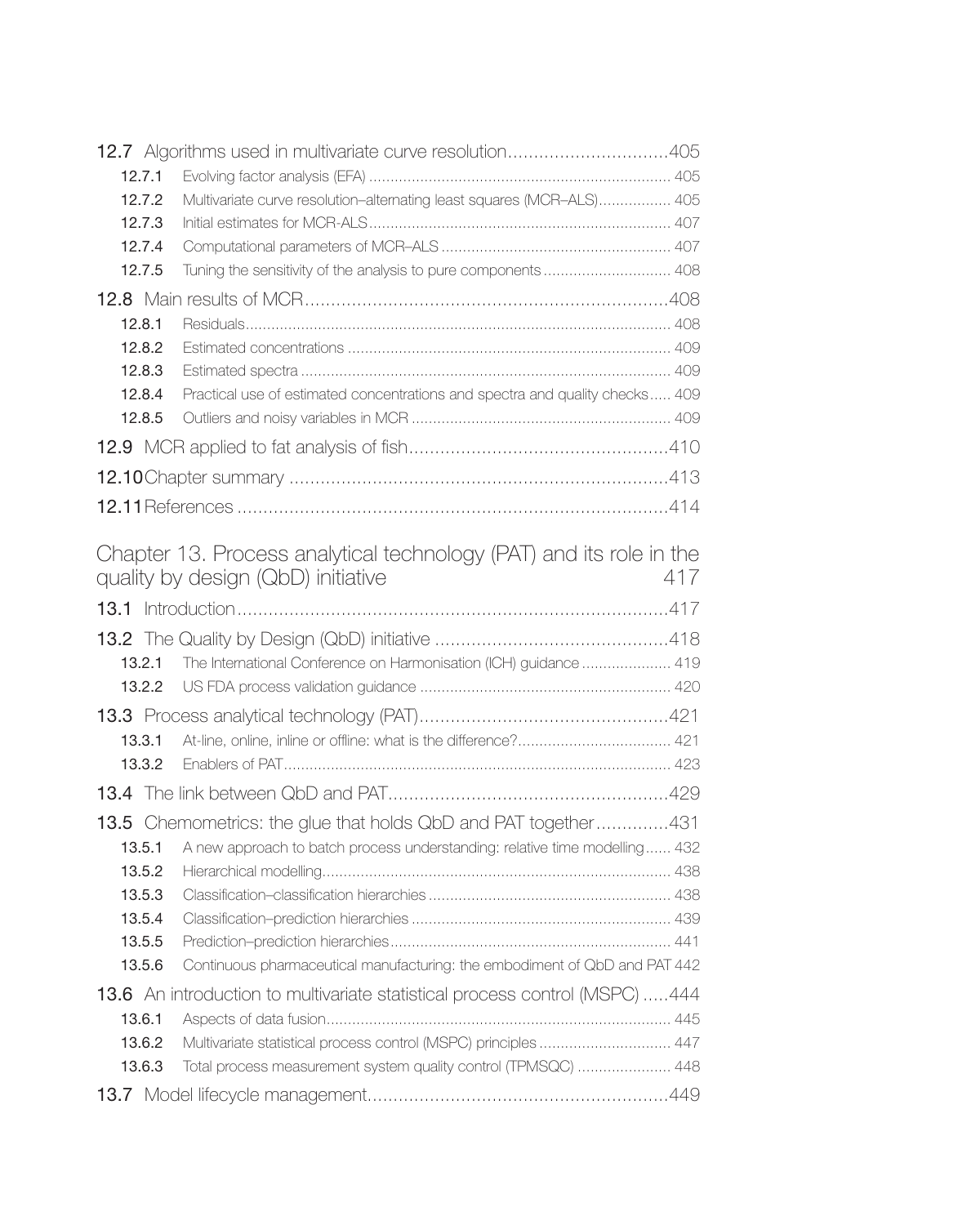12.7 Algorithms used in multivariate curve resolution ... 405
- 12.7.1 Evolving factor analysis (EFA) ... 405
- 12.7.2 Multivariate curve resolution–alternating least squares (MCR–ALS) ... 405
- 12.7.3 Initial estimates for MCR-ALS ... 407
- 12.7.4 Computational parameters of MCR–ALS ... 407
- 12.7.5 Tuning the sensitivity of the analysis to pure components ... 408

12.8 Main results of MCR ... 408
- 12.8.1 Residuals ... 408
- 12.8.2 Estimated concentrations ... 409
- 12.8.3 Estimated spectra ... 409
- 12.8.4 Practical use of estimated concentrations and spectra and quality checks ... 409
- 12.8.5 Outliers and noisy variables in MCR ... 409

12.9 MCR applied to fat analysis of fish ... 410

12.10 Chapter summary ... 413

12.11 References ... 414

## Chapter 13. Process analytical technology (PAT) and its role in the quality by design (QbD) initiative 417

13.1 Introduction ... 417

13.2 The Quality by Design (QbD) initiative ... 418
- 13.2.1 The International Conference on Harmonisation (ICH) guidance ... 419
- 13.2.2 US FDA process validation guidance ... 420

13.3 Process analytical technology (PAT) ... 421
- 13.3.1 At-line, online, inline or offline: what is the difference? ... 421
- 13.3.2 Enablers of PAT ... 423

13.4 The link between QbD and PAT ... 429

13.5 Chemometrics: the glue that holds QbD and PAT together ... 431
- 13.5.1 A new approach to batch process understanding: relative time modelling ... 432
- 13.5.2 Hierarchical modelling ... 438
- 13.5.3 Classification–classification hierarchies ... 438
- 13.5.4 Classification–prediction hierarchies ... 439
- 13.5.5 Prediction–prediction hierarchies ... 441
- 13.5.6 Continuous pharmaceutical manufacturing: the embodiment of QbD and PAT 442

13.6 An introduction to multivariate statistical process control (MSPC) ... 444
- 13.6.1 Aspects of data fusion ... 445
- 13.6.2 Multivariate statistical process control (MSPC) principles ... 447
- 13.6.3 Total process measurement system quality control (TPMSQC) ... 448

13.7 Model lifecycle management ... 449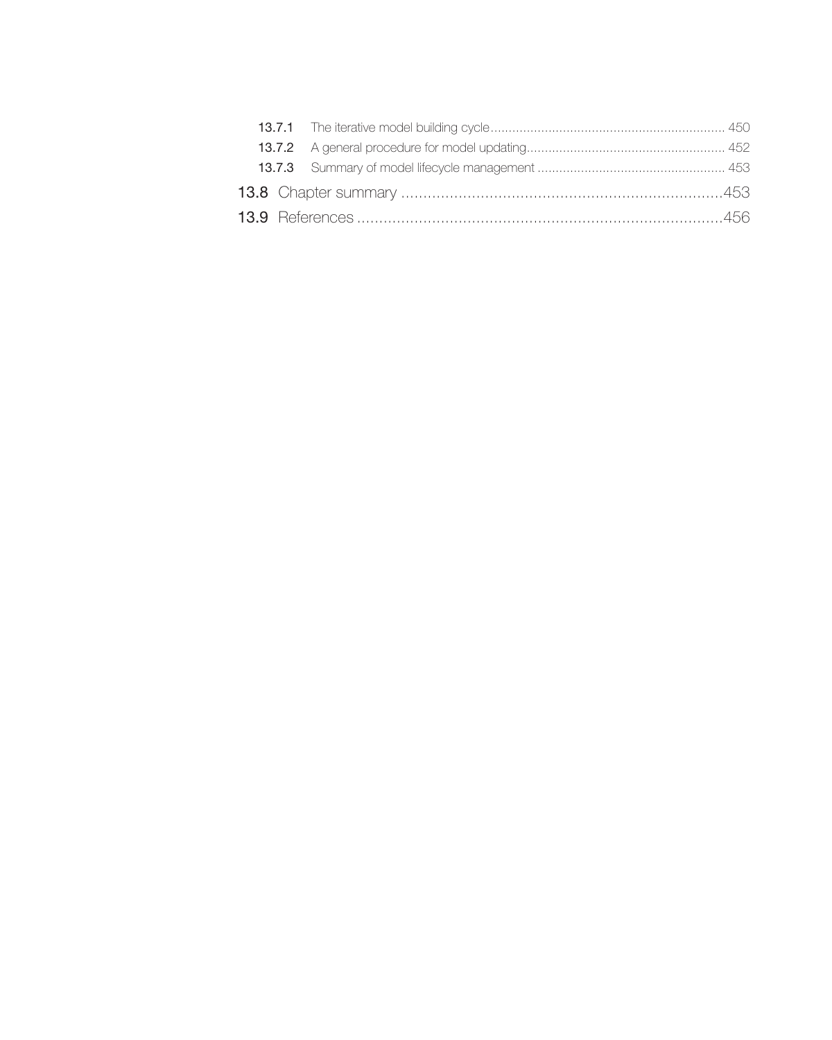**13.7.1** The iterative model building cycle ........................................................................ 450

**13.7.2** A general procedure for model updating....................................................... 452

**13.7.3** Summary of model lifecycle management ................................................... 453

**13.8** Chapter summary ........................................................................453

**13.9** References ..................................................................................456